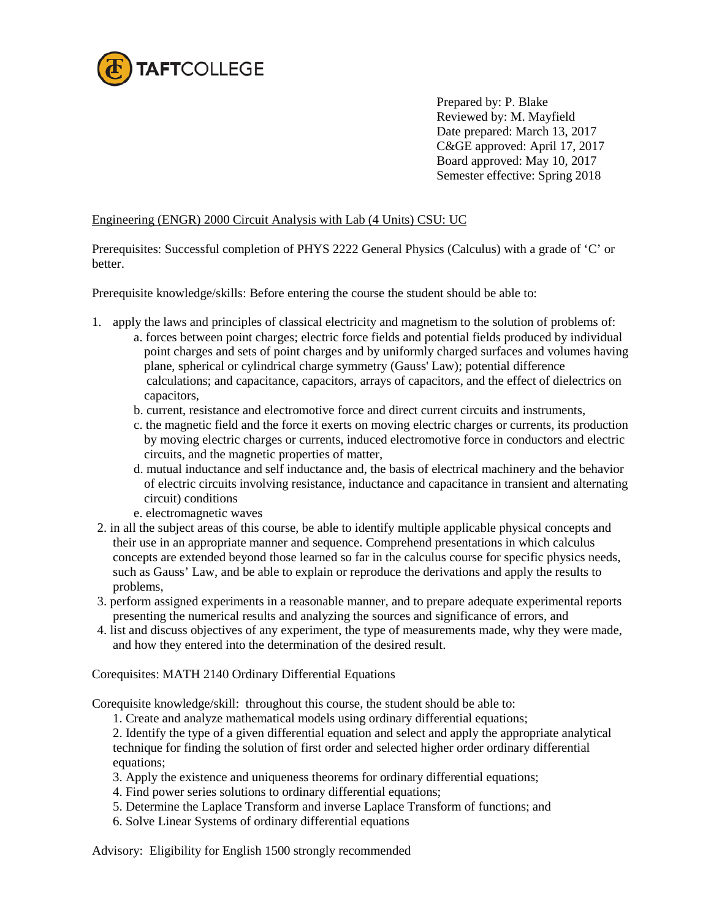TAFTCOLLEGE

Prepared by: P. Blake
Reviewed by: M. Mayfield
Date prepared: March 13, 2017
C&GE approved: April 17, 2017
Board approved: May 10, 2017
Semester effective: Spring 2018

Engineering (ENGR) 2000 Circuit Analysis with Lab (4 Units) CSU: UC

Prerequisites: Successful completion of PHYS 2222 General Physics (Calculus) with a grade of 'C' or better.

Prerequisite knowledge/skills: Before entering the course the student should be able to:

1. apply the laws and principles of classical electricity and magnetism to the solution of problems of:
   a. forces between point charges; electric force fields and potential fields produced by individual point charges and sets of point charges and by uniformly charged surfaces and volumes having plane, spherical or cylindrical charge symmetry (Gauss' Law); potential difference calculations; and capacitance, capacitors, arrays of capacitors, and the effect of dielectrics on capacitors,
   b. current, resistance and electromotive force and direct current circuits and instruments,
   c. the magnetic field and the force it exerts on moving electric charges or currents, its production by moving electric charges or currents, induced electromotive force in conductors and electric circuits, and the magnetic properties of matter,
   d. mutual inductance and self inductance and, the basis of electrical machinery and the behavior of electric circuits involving resistance, inductance and capacitance in transient and alternating circuit) conditions
   e. electromagnetic waves
2. in all the subject areas of this course, be able to identify multiple applicable physical concepts and their use in an appropriate manner and sequence. Comprehend presentations in which calculus concepts are extended beyond those learned so far in the calculus course for specific physics needs, such as Gauss' Law, and be able to explain or reproduce the derivations and apply the results to problems,
3. perform assigned experiments in a reasonable manner, and to prepare adequate experimental reports presenting the numerical results and analyzing the sources and significance of errors, and
4. list and discuss objectives of any experiment, the type of measurements made, why they were made, and how they entered into the determination of the desired result.

Corequisites: MATH 2140 Ordinary Differential Equations

Corequisite knowledge/skill: throughout this course, the student should be able to:

1. Create and analyze mathematical models using ordinary differential equations;
2. Identify the type of a given differential equation and select and apply the appropriate analytical technique for finding the solution of first order and selected higher order ordinary differential equations;
3. Apply the existence and uniqueness theorems for ordinary differential equations;
4. Find power series solutions to ordinary differential equations;
5. Determine the Laplace Transform and inverse Laplace Transform of functions; and
6. Solve Linear Systems of ordinary differential equations

Advisory: Eligibility for English 1500 strongly recommended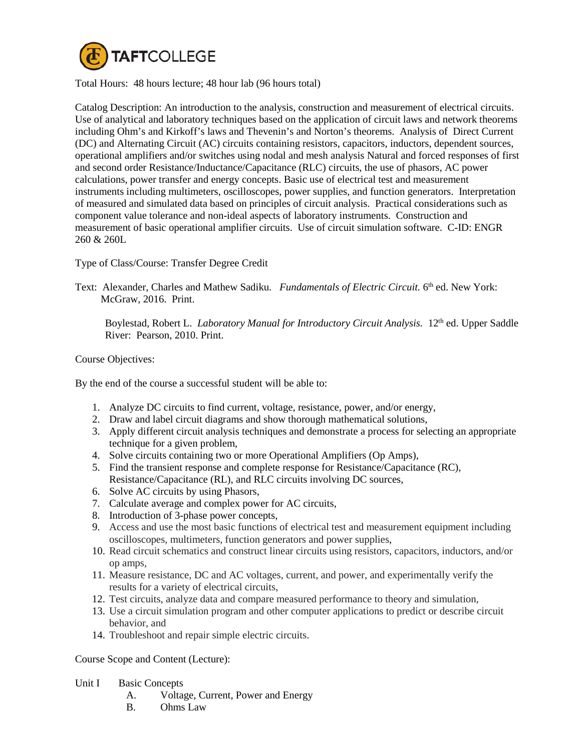Total Hours: 48 hours lecture; 48 hour lab (96 hours total)

Catalog Description: An introduction to the analysis, construction and measurement of electrical circuits. Use of analytical and laboratory techniques based on the application of circuit laws and network theorems including Ohm's and Kirkoff's laws and Thevenin's and Norton's theorems. Analysis of Direct Current (DC) and Alternating Circuit (AC) circuits containing resistors, capacitors, inductors, dependent sources, operational amplifiers and/or switches using nodal and mesh analysis Natural and forced responses of first and second order Resistance/Inductance/Capacitance (RLC) circuits, the use of phasors, AC power calculations, power transfer and energy concepts. Basic use of electrical test and measurement instruments including multimeters, oscilloscopes, power supplies, and function generators. Interpretation of measured and simulated data based on principles of circuit analysis. Practical considerations such as component value tolerance and non-ideal aspects of laboratory instruments. Construction and measurement of basic operational amplifier circuits. Use of circuit simulation software. C-ID: ENGR 260 & 260L

Type of Class/Course: Transfer Degree Credit

Text: Alexander, Charles and Mathew Sadiku. *Fundamentals of Electric Circuit.* 6th ed. New York: McGraw, 2016. Print.

Boylestad, Robert L. *Laboratory Manual for Introductory Circuit Analysis.* 12th ed. Upper Saddle River: Pearson, 2010. Print.

Course Objectives:

By the end of the course a successful student will be able to:

1. Analyze DC circuits to find current, voltage, resistance, power, and/or energy,
2. Draw and label circuit diagrams and show thorough mathematical solutions,
3. Apply different circuit analysis techniques and demonstrate a process for selecting an appropriate technique for a given problem,
4. Solve circuits containing two or more Operational Amplifiers (Op Amps),
5. Find the transient response and complete response for Resistance/Capacitance (RC), Resistance/Capacitance (RL), and RLC circuits involving DC sources,
6. Solve AC circuits by using Phasors,
7. Calculate average and complex power for AC circuits,
8. Introduction of 3-phase power concepts,
9. Access and use the most basic functions of electrical test and measurement equipment including oscilloscopes, multimeters, function generators and power supplies,
10. Read circuit schematics and construct linear circuits using resistors, capacitors, inductors, and/or op amps,
11. Measure resistance, DC and AC voltages, current, and power, and experimentally verify the results for a variety of electrical circuits,
12. Test circuits, analyze data and compare measured performance to theory and simulation,
13. Use a circuit simulation program and other computer applications to predict or describe circuit behavior, and
14. Troubleshoot and repair simple electric circuits.

Course Scope and Content (Lecture):

Unit I Basic Concepts

A. Voltage, Current, Power and Energy
B. Ohms Law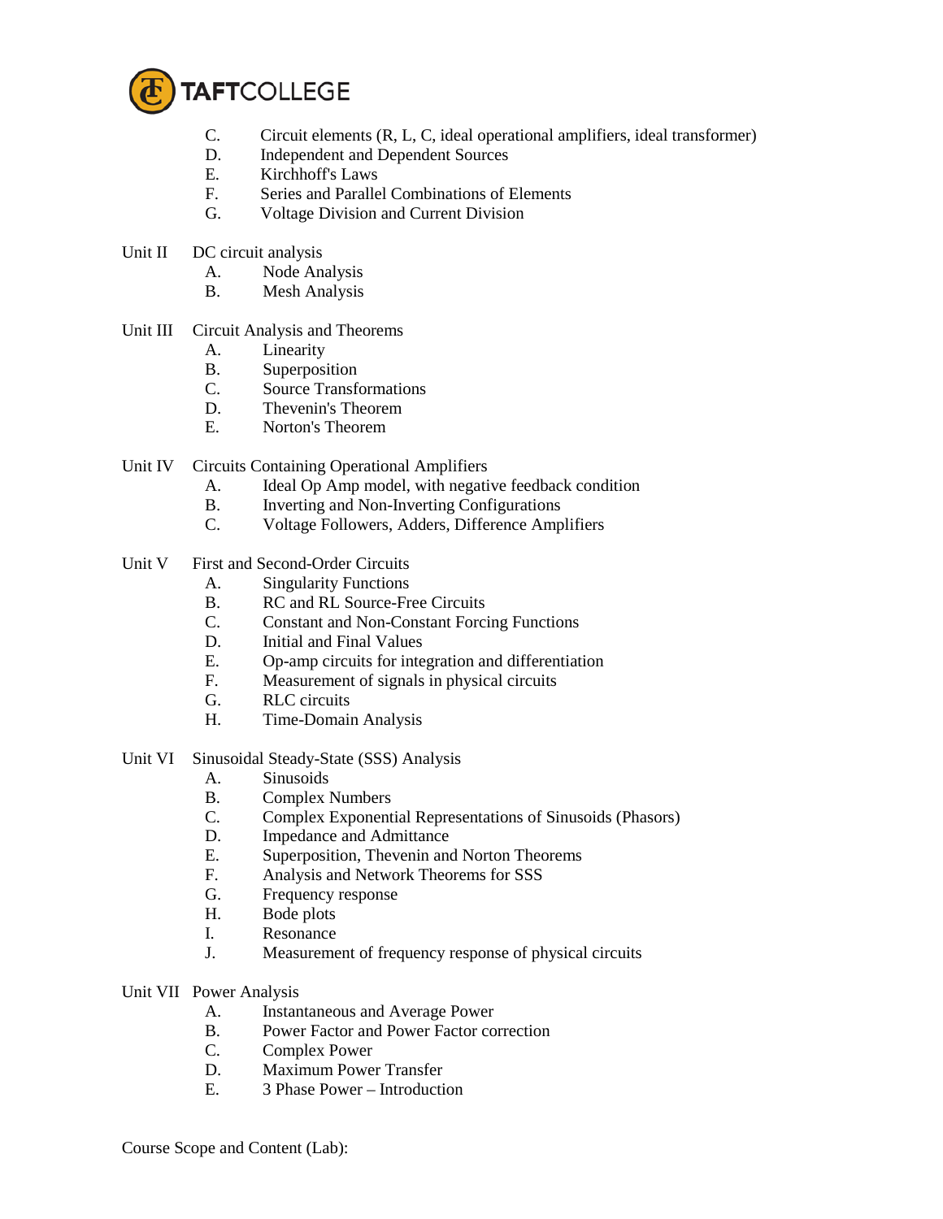C. Circuit elements (R, L, C, ideal operational amplifiers, ideal transformer)
D. Independent and Dependent Sources
E. Kirchhoff's Laws
F. Series and Parallel Combinations of Elements
G. Voltage Division and Current Division

Unit II DC circuit analysis

A. Node Analysis
B. Mesh Analysis

Unit III Circuit Analysis and Theorems

A. Linearity
B. Superposition
C. Source Transformations
D. Thevenin's Theorem
E. Norton's Theorem

Unit IV Circuits Containing Operational Amplifiers

A. Ideal Op Amp model, with negative feedback condition
B. Inverting and Non-Inverting Configurations
C. Voltage Followers, Adders, Difference Amplifiers

Unit V First and Second-Order Circuits

A. Singularity Functions
B. RC and RL Source-Free Circuits
C. Constant and Non-Constant Forcing Functions
D. Initial and Final Values
E. Op-amp circuits for integration and differentiation
F. Measurement of signals in physical circuits
G. RLC circuits
H. Time-Domain Analysis

Unit VI Sinusoidal Steady-State (SSS) Analysis

A. Sinusoids
B. Complex Numbers
C. Complex Exponential Representations of Sinusoids (Phasors)
D. Impedance and Admittance
E. Superposition, Thevenin and Norton Theorems
F. Analysis and Network Theorems for SSS
G. Frequency response
H. Bode plots
I. Resonance
J. Measurement of frequency response of physical circuits

Unit VII Power Analysis

A. Instantaneous and Average Power
B. Power Factor and Power Factor correction
C. Complex Power
D. Maximum Power Transfer
E. 3 Phase Power – Introduction

Course Scope and Content (Lab):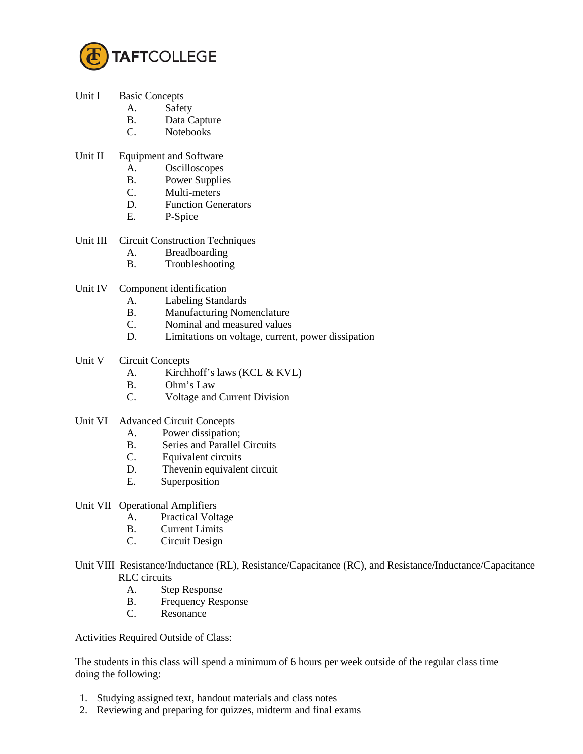Unit I Basic Concepts
- A. Safety
- B. Data Capture
- C. Notebooks

Unit II Equipment and Software
- A. Oscilloscopes
- B. Power Supplies
- C. Multi-meters
- D. Function Generators
- E. P-Spice

Unit III Circuit Construction Techniques
- A. Breadboarding
- B. Troubleshooting

Unit IV Component identification
- A. Labeling Standards
- B. Manufacturing Nomenclature
- C. Nominal and measured values
- D. Limitations on voltage, current, power dissipation

Unit V Circuit Concepts
- A. Kirchhoff's laws (KCL & KVL)
- B. Ohm's Law
- C. Voltage and Current Division

Unit VI Advanced Circuit Concepts
- A. Power dissipation;
- B. Series and Parallel Circuits
- C. Equivalent circuits
- D. Thevenin equivalent circuit
- E. Superposition

Unit VII Operational Amplifiers
- A. Practical Voltage
- B. Current Limits
- C. Circuit Design

Unit VIII Resistance/Inductance (RL), Resistance/Capacitance (RC), and Resistance/Inductance/Capacitance RLC circuits
- A. Step Response
- B. Frequency Response
- C. Resonance

Activities Required Outside of Class:

The students in this class will spend a minimum of 6 hours per week outside of the regular class time doing the following:

1. Studying assigned text, handout materials and class notes
2. Reviewing and preparing for quizzes, midterm and final exams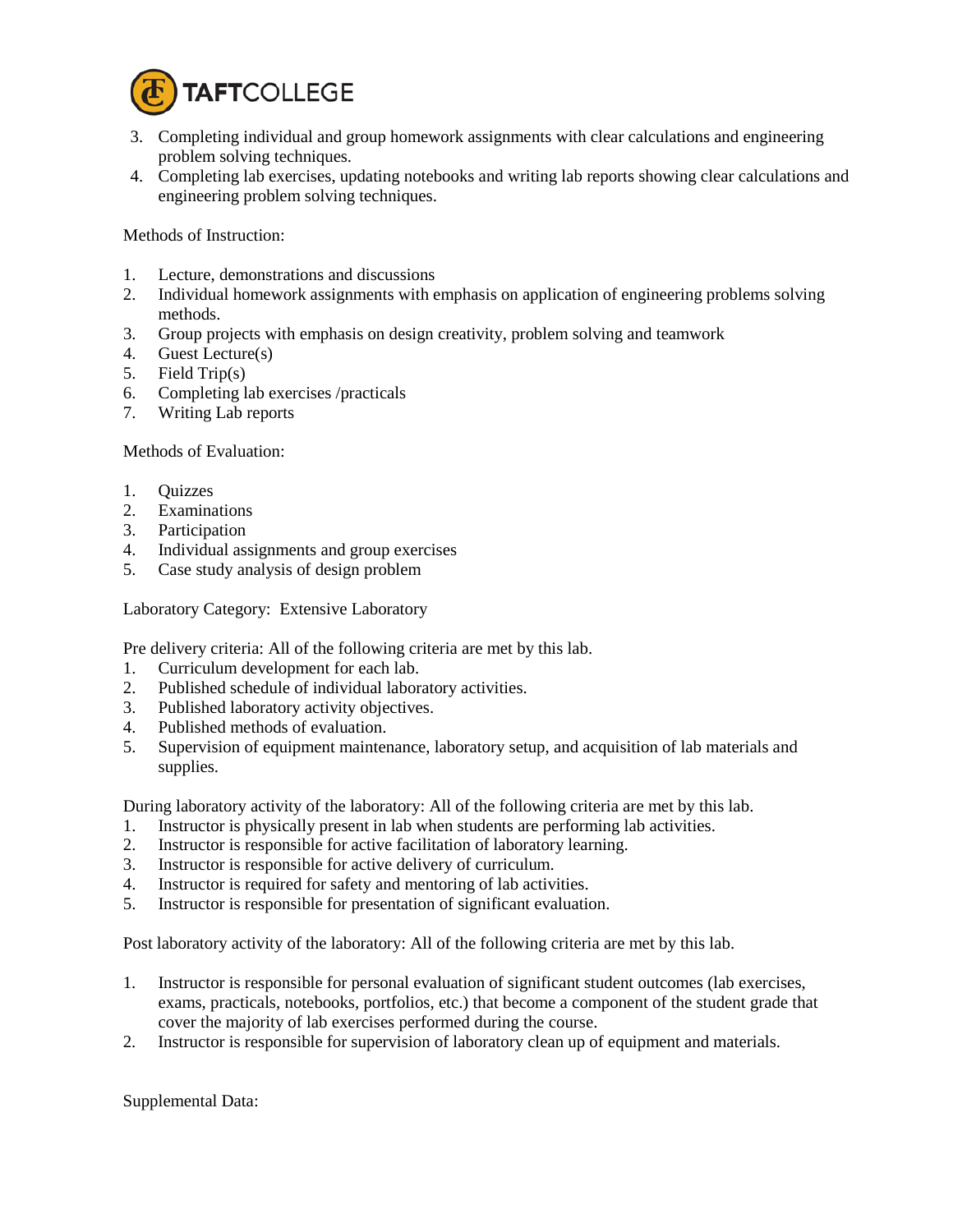3. Completing individual and group homework assignments with clear calculations and engineering problem solving techniques.
4. Completing lab exercises, updating notebooks and writing lab reports showing clear calculations and engineering problem solving techniques.

Methods of Instruction:

1. Lecture, demonstrations and discussions
2. Individual homework assignments with emphasis on application of engineering problems solving methods.
3. Group projects with emphasis on design creativity, problem solving and teamwork
4. Guest Lecture(s)
5. Field Trip(s)
6. Completing lab exercises /practicals
7. Writing Lab reports

Methods of Evaluation:

1. Quizzes
2. Examinations
3. Participation
4. Individual assignments and group exercises
5. Case study analysis of design problem

Laboratory Category: Extensive Laboratory

Pre delivery criteria: All of the following criteria are met by this lab.

1. Curriculum development for each lab.
2. Published schedule of individual laboratory activities.
3. Published laboratory activity objectives.
4. Published methods of evaluation.
5. Supervision of equipment maintenance, laboratory setup, and acquisition of lab materials and supplies.

During laboratory activity of the laboratory: All of the following criteria are met by this lab.

1. Instructor is physically present in lab when students are performing lab activities.
2. Instructor is responsible for active facilitation of laboratory learning.
3. Instructor is responsible for active delivery of curriculum.
4. Instructor is required for safety and mentoring of lab activities.
5. Instructor is responsible for presentation of significant evaluation.

Post laboratory activity of the laboratory: All of the following criteria are met by this lab.

1. Instructor is responsible for personal evaluation of significant student outcomes (lab exercises, exams, practicals, notebooks, portfolios, etc.) that become a component of the student grade that cover the majority of lab exercises performed during the course.
2. Instructor is responsible for supervision of laboratory clean up of equipment and materials.

Supplemental Data: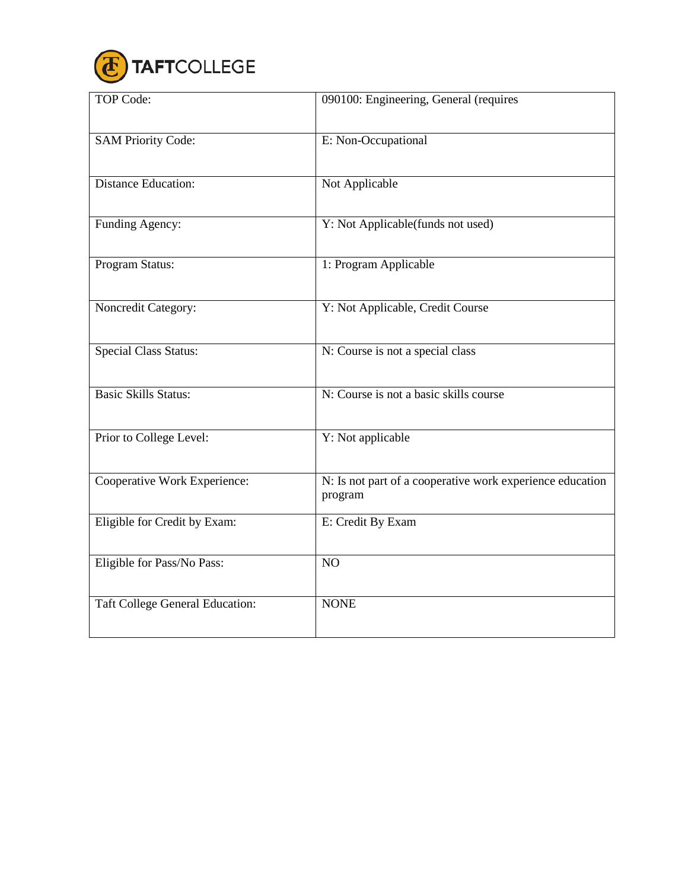| | |
|---|---|
| TOP Code: | 090100: Engineering, General (requires |
| SAM Priority Code: | E: Non-Occupational |
| Distance Education: | Not Applicable |
| Funding Agency: | Y: Not Applicable(funds not used) |
| Program Status: | 1: Program Applicable |
| Noncredit Category: | Y: Not Applicable, Credit Course |
| Special Class Status: | N: Course is not a special class |
| Basic Skills Status: | N: Course is not a basic skills course |
| Prior to College Level: | Y: Not applicable |
| Cooperative Work Experience: | N: Is not part of a cooperative work experience education program |
| Eligible for Credit by Exam: | E: Credit By Exam |
| Eligible for Pass/No Pass: | NO |
| Taft College General Education: | NONE |